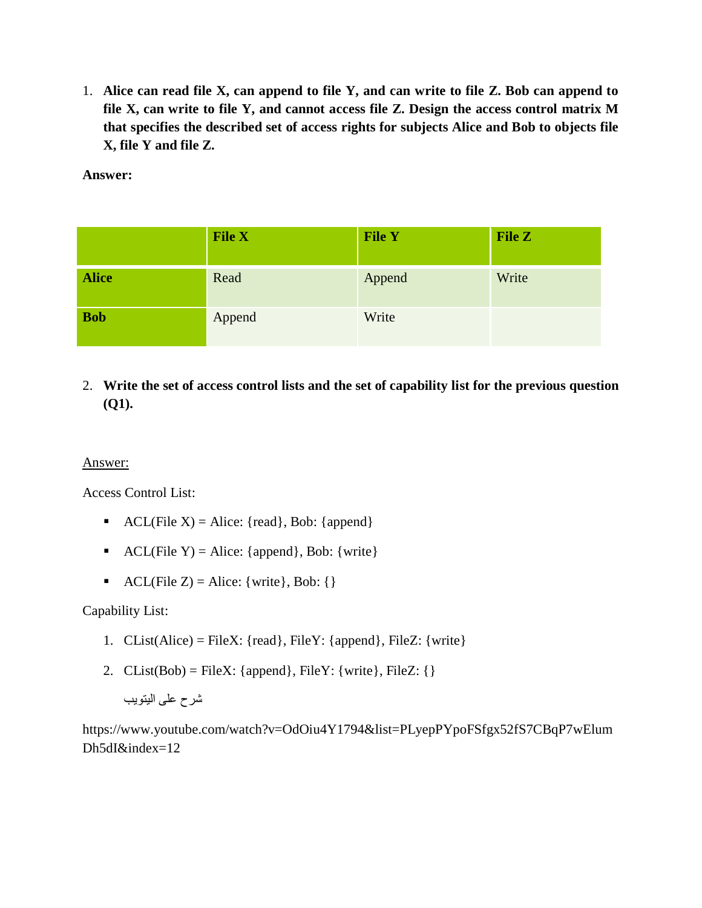1. **Alice can read file X, can append to file Y, and can write to file Z. Bob can append to file X, can write to file Y, and cannot access file Z. Design the access control matrix M that specifies the described set of access rights for subjects Alice and Bob to objects file X, file Y and file Z.**

**Answer:**

| | **File X** | **File Y** | **File Z** |
|---|---|---|---|
| **Alice** | Read | Append | Write |
| **Bob** | Append | Write | |

2. **Write the set of access control lists and the set of capability list for the previous question (Q1).**

Answer:

Access Control List:

- ACL(File X) = Alice: {read}, Bob: {append}
- ACL(File Y) = Alice: {append}, Bob: {write}
- ACL(File Z) = Alice: {write}, Bob: {}

Capability List:

1. CList(Alice) = FileX: {read}, FileY: {append}, FileZ: {write}
2. CList(Bob) = FileX: {append}, FileY: {write}, FileZ: {}

   شرح على اليتويب

https://www.youtube.com/watch?v=OdOiu4Y1794&list=PLyepPYpoFSfgx52fS7CBqP7wElumDh5dI&index=12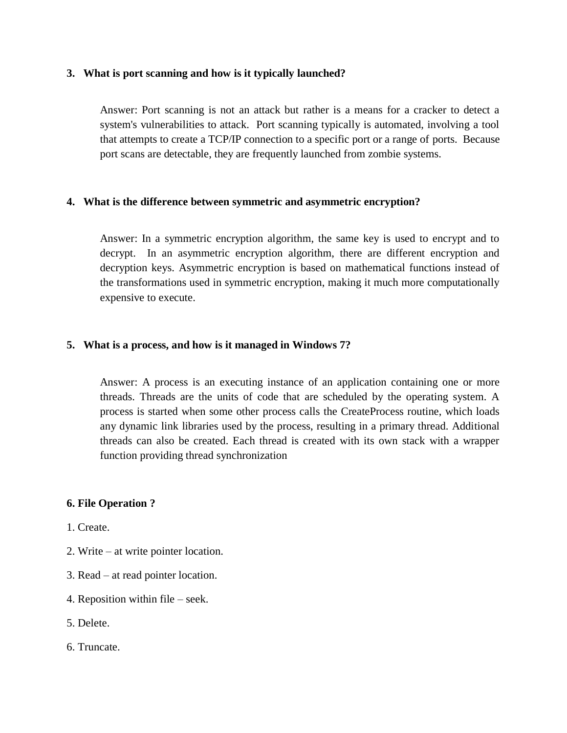**3. What is port scanning and how is it typically launched?**

Answer: Port scanning is not an attack but rather is a means for a cracker to detect a system's vulnerabilities to attack. Port scanning typically is automated, involving a tool that attempts to create a TCP/IP connection to a specific port or a range of ports. Because port scans are detectable, they are frequently launched from zombie systems.

**4. What is the difference between symmetric and asymmetric encryption?**

Answer: In a symmetric encryption algorithm, the same key is used to encrypt and to decrypt. In an asymmetric encryption algorithm, there are different encryption and decryption keys. Asymmetric encryption is based on mathematical functions instead of the transformations used in symmetric encryption, making it much more computationally expensive to execute.

**5. What is a process, and how is it managed in Windows 7?**

Answer: A process is an executing instance of an application containing one or more threads. Threads are the units of code that are scheduled by the operating system. A process is started when some other process calls the CreateProcess routine, which loads any dynamic link libraries used by the process, resulting in a primary thread. Additional threads can also be created. Each thread is created with its own stack with a wrapper function providing thread synchronization

**6. File Operation ?**

1. Create.
2. Write – at write pointer location.
3. Read – at read pointer location.
4. Reposition within file – seek.
5. Delete.
6. Truncate.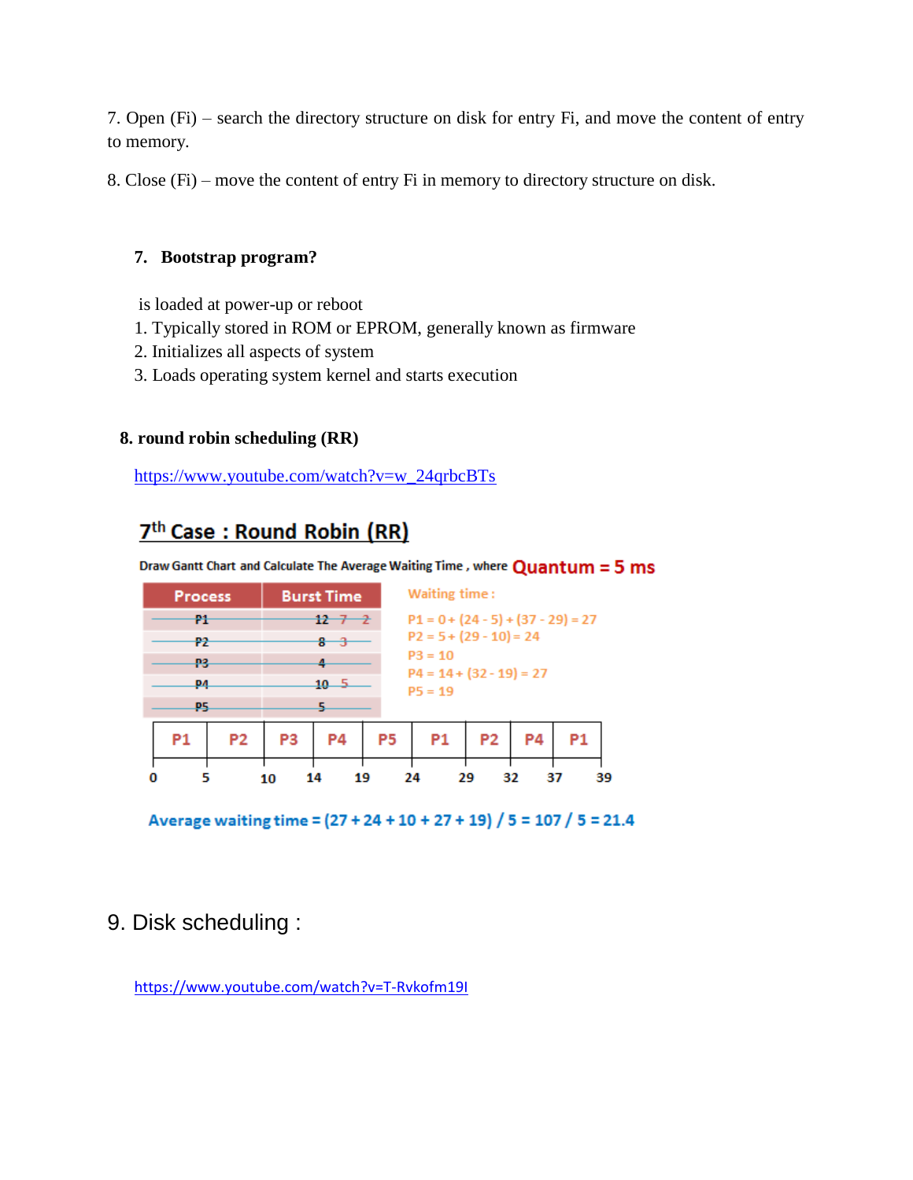7. Open (Fi) – search the directory structure on disk for entry Fi, and move the content of entry to memory.

8. Close (Fi) – move the content of entry Fi in memory to directory structure on disk.

### 7. Bootstrap program?

is loaded at power-up or reboot

1. Typically stored in ROM or EPROM, generally known as firmware
2. Initializes all aspects of system
3. Loads operating system kernel and starts execution

### 8. round robin scheduling (RR)

https://www.youtube.com/watch?v=w_24qrbcBTs

## 7th Case : Round Robin (RR)

Draw Gantt Chart and Calculate The Average Waiting Time , where **Quantum = 5 ms**

| Process | Burst Time |
|---|---|
| ~~P1~~ | ~~12~~ ~~7~~ 2 |
| ~~P2~~ | ~~8~~ 3 |
| ~~P3~~ | ~~4~~ |
| ~~P4~~ | ~~10~~ 5 |
| ~~P5~~ | ~~5~~ |

Waiting time :

P1 = 0 + (24 - 5) + (37 - 29) = 27
P2 = 5 + (29 - 10) = 24
P3 = 10
P4 = 14 + (32 - 19) = 27
P5 = 19

| P1 | P2 | P3 | P4 | P5 | P1 | P2 | P4 | P1 |
|---|---|---|---|---|---|---|---|---|

0  5  10  14  19  24  29  32  37  39

Average waiting time = (27 + 24 + 10 + 27 + 19) / 5 = 107 / 5 = 21.4

## 9. Disk scheduling :

https://www.youtube.com/watch?v=T-Rvkofm19I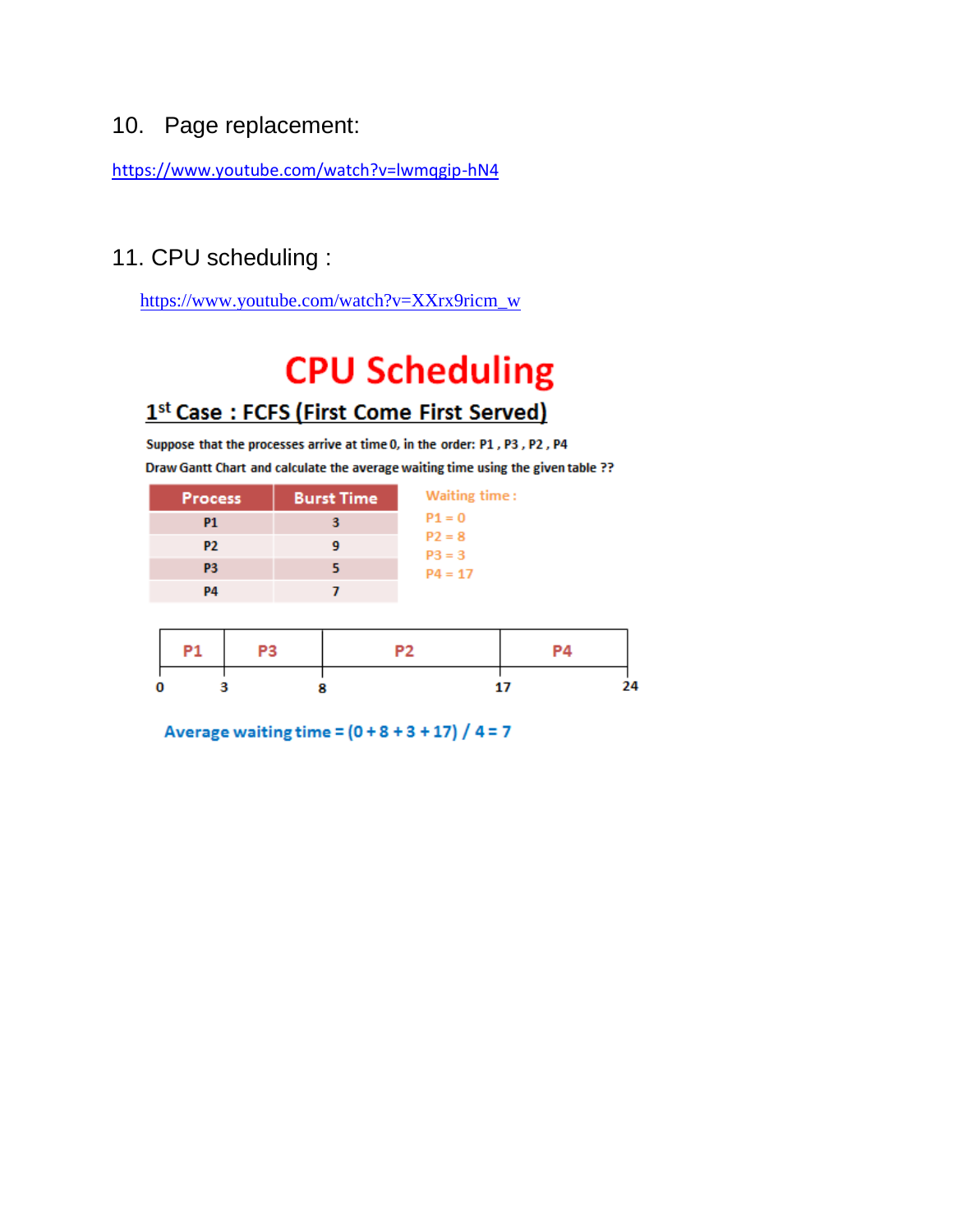10. Page replacement:

https://www.youtube.com/watch?v=lwmqgip-hN4

11. CPU scheduling :

https://www.youtube.com/watch?v=XXrx9ricm_w

# CPU Scheduling

## 1st Case : FCFS (First Come First Served)

Suppose that the processes arrive at time 0, in the order: P1 , P3 , P2 , P4

Draw Gantt Chart and calculate the average waiting time using the given table ??

| Process | Burst Time |
|---|---|
| P1 | 3 |
| P2 | 9 |
| P3 | 5 |
| P4 | 7 |

Waiting time :

P1 = 0
P2 = 8
P3 = 3
P4 = 17

| P1 | P3 | P2 | P4 |
|---|---|---|---|
| 0 – 3 | 3 – 8 | 8 – 17 | 17 – 24 |

Average waiting time = (0 + 8 + 3 + 17) / 4 = 7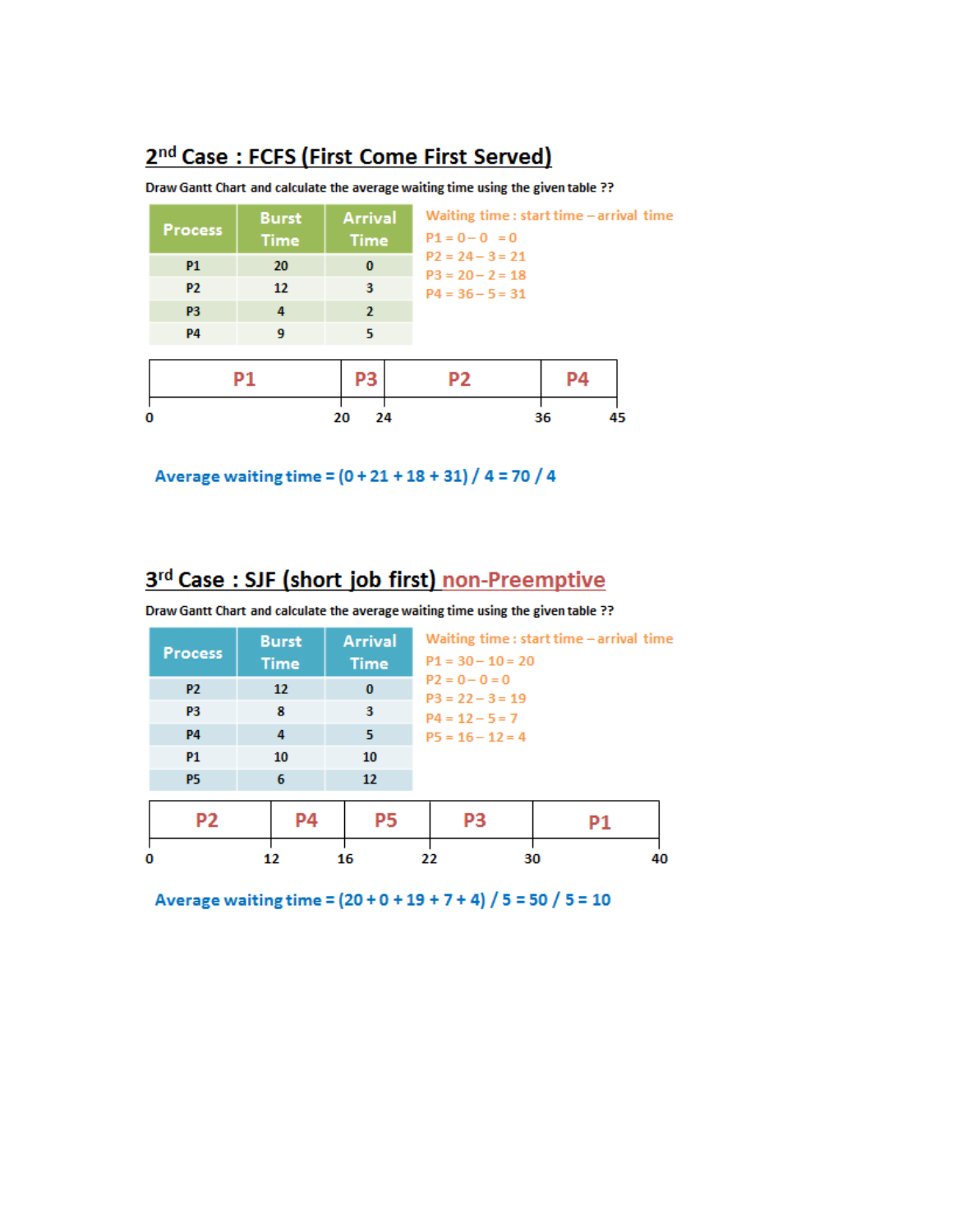## 2nd Case : FCFS (First Come First Served)

Draw Gantt Chart and calculate the average waiting time using the given table ??

| Process | Burst Time | Arrival Time |
|---|---|---|
| P1 | 20 | 0 |
| P2 | 12 | 3 |
| P3 | 4 | 2 |
| P4 | 9 | 5 |

Waiting time : start time – arrival time

P1 = 0 – 0 = 0
P2 = 24 – 3 = 21
P3 = 20 – 2 = 18
P4 = 36 – 5 = 31

| P1 | P3 | P2 | P4 |
|---|---|---|---|
| 0 – 20 | 20 – 24 | 24 – 36 | 36 – 45 |

Average waiting time = (0 + 21 + 18 + 31) / 4 = 70 / 4

## 3rd Case : SJF (short job first) non-Preemptive

Draw Gantt Chart and calculate the average waiting time using the given table ??

| Process | Burst Time | Arrival Time |
|---|---|---|
| P2 | 12 | 0 |
| P3 | 8 | 3 |
| P4 | 4 | 5 |
| P1 | 10 | 10 |
| P5 | 6 | 12 |

Waiting time : start time – arrival time

P1 = 30 – 10 = 20
P2 = 0 – 0 = 0
P3 = 22 – 3 = 19
P4 = 12 – 5 = 7
P5 = 16 – 12 = 4

| P2 | P4 | P5 | P3 | P1 |
|---|---|---|---|---|
| 0 – 12 | 12 – 16 | 16 – 22 | 22 – 30 | 30 – 40 |

Average waiting time = (20 + 0 + 19 + 7 + 4) / 5 = 50 / 5 = 10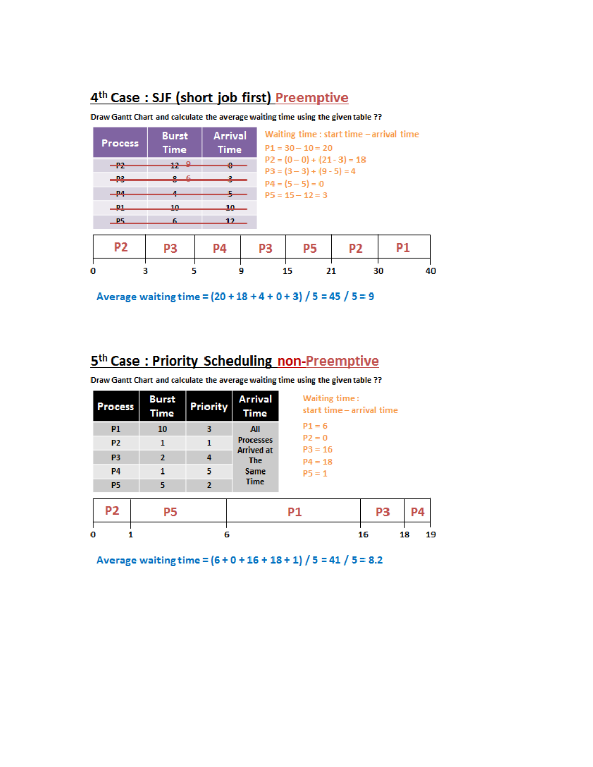## 4th Case : SJF (short job first) Preemptive

Draw Gantt Chart and calculate the average waiting time using the given table ??

| Process | Burst Time | Arrival Time |
|---|---|---|
| ~~P2~~ | ~~12~~ 9 | ~~0~~ |
| ~~P3~~ | ~~8~~ 6 | ~~3~~ |
| ~~P4~~ | ~~4~~ | ~~5~~ |
| ~~P1~~ | ~~10~~ | ~~10~~ |
| ~~P5~~ | ~~6~~ | ~~12~~ |

Waiting time : start time – arrival time

P1 = 30 – 10 = 20

P2 = (0 – 0) + (21 - 3) = 18

P3 = (3 – 3) + (9 - 5) = 4

P4 = (5 – 5) = 0

P5 = 15 – 12 = 3

| P2 | P3 | P4 | P3 | P5 | P2 | P1 |
|---|---|---|---|---|---|---|
| 0–3 | 3–5 | 5–9 | 9–15 | 15–21 | 21–30 | 30–40 |

Average waiting time = (20 + 18 + 4 + 0 + 3) / 5 = 45 / 5 = 9

## 5th Case : Priority Scheduling non-Preemptive

Draw Gantt Chart and calculate the average waiting time using the given table ??

| Process | Burst Time | Priority | Arrival Time |
|---|---|---|---|
| P1 | 10 | 3 | All Processes Arrived at The Same Time |
| P2 | 1 | 1 | |
| P3 | 2 | 4 | |
| P4 | 1 | 5 | |
| P5 | 5 | 2 | |

Waiting time :
start time – arrival time

P1 = 6

P2 = 0

P3 = 16

P4 = 18

P5 = 1

| P2 | P5 | P1 | P3 | P4 |
|---|---|---|---|---|
| 0–1 | 1–6 | 6–16 | 16–18 | 18–19 |

Average waiting time = (6 + 0 + 16 + 18 + 1) / 5 = 41 / 5 = 8.2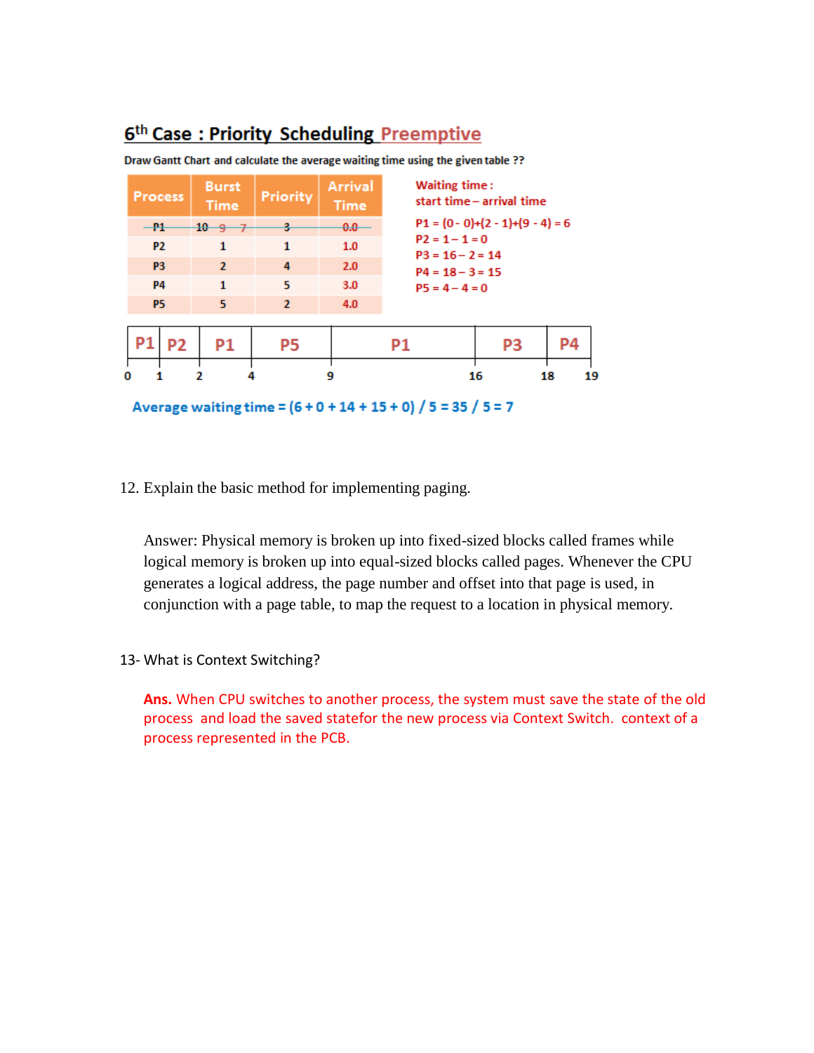## 6th Case : Priority Scheduling Preemptive

**Draw Gantt Chart and calculate the average waiting time using the given table ??**

| Process | Burst Time | Priority | Arrival Time |
|---|---|---|---|
| ~~P1~~ | ~~10~~ ~~9~~ ~~7~~ | ~~3~~ | ~~0.0~~ |
| P2 | 1 | 1 | 1.0 |
| P3 | 2 | 4 | 2.0 |
| P4 | 1 | 5 | 3.0 |
| P5 | 5 | 2 | 4.0 |

Waiting time :
start time – arrival time

P1 = (0 - 0)+(2 - 1)+(9 - 4) = 6
P2 = 1 – 1 = 0
P3 = 16 – 2 = 14
P4 = 18 – 3 = 15
P5 = 4 – 4 = 0

P1 | P2 | P1 | P5 | P1 | P3 | P4

0 1 2 4 9 16 18 19

**Average waiting time = (6 + 0 + 14 + 15 + 0) / 5 = 35 / 5 = 7**

12. Explain the basic method for implementing paging.

Answer: Physical memory is broken up into fixed-sized blocks called frames while logical memory is broken up into equal-sized blocks called pages. Whenever the CPU generates a logical address, the page number and offset into that page is used, in conjunction with a page table, to map the request to a location in physical memory.

13- What is Context Switching?

**Ans.** When CPU switches to another process, the system must save the state of the old process and load the saved statefor the new process via Context Switch. context of a process represented in the PCB.